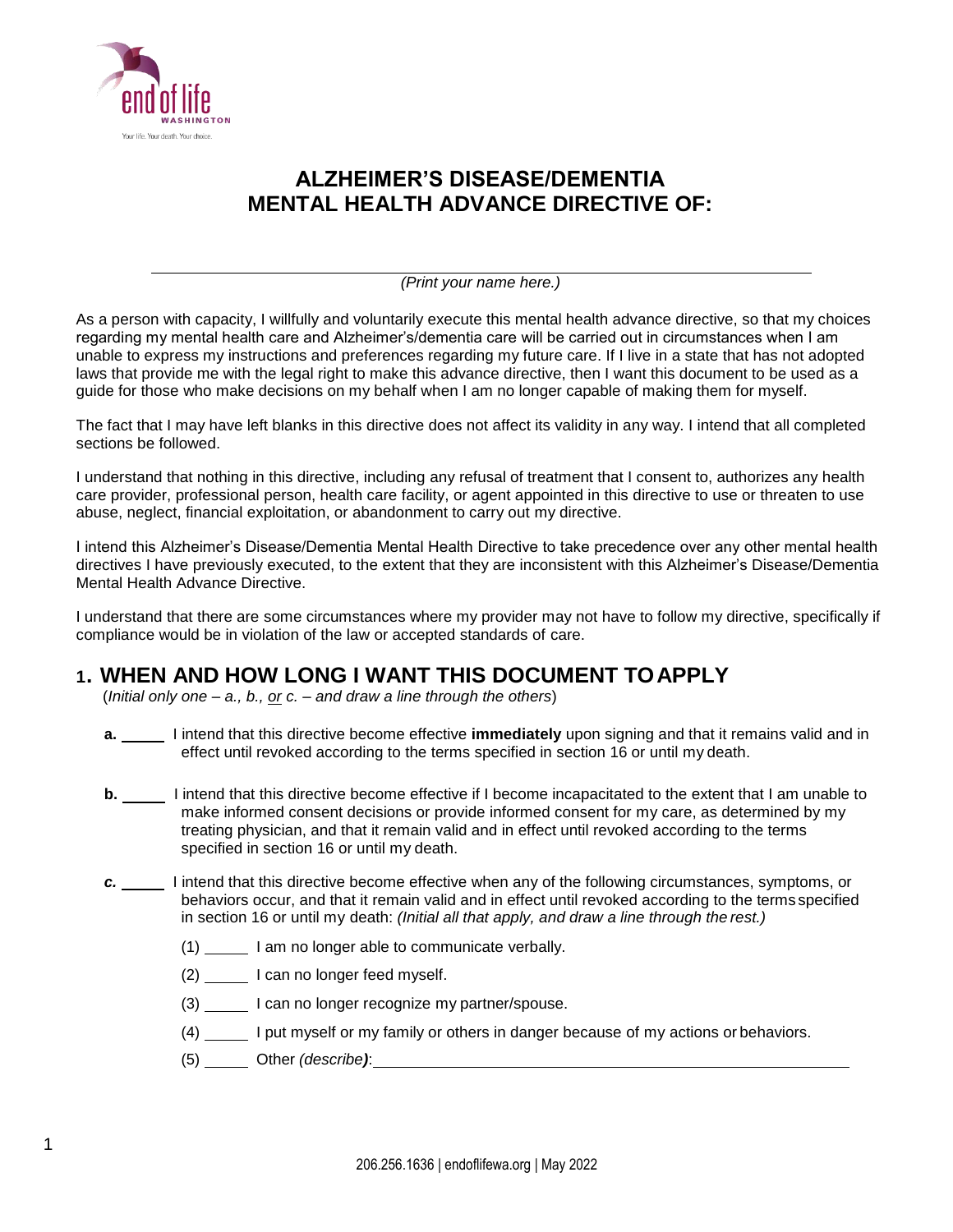# ALZHEIMER'S DISEASE/DEMENTIA MENTAL HEALTH ADVANCE DIRECTIVE OF:

______________________________________________

*(Print your name here.)*

As a person with capacity, I willfully and voluntarily execute this mental health advance directive, so that my choices regarding my mental health care and Alzheimer's/dementia care will be carried out in circumstances when I am unable to express my instructions and preferences regarding my future care. If I live in a state that has not adopted laws that provide me with the legal right to make this advance directive, then I want this document to be used as a guide for those who make decisions on my behalf when I am no longer capable of making them for myself.

The fact that I may have left blanks in this directive does not affect its validity in any way. I intend that all completed sections be followed.

I understand that nothing in this directive, including any refusal of treatment that I consent to, authorizes any health care provider, professional person, health care facility, or agent appointed in this directive to use or threaten to use abuse, neglect, financial exploitation, or abandonment to carry out my directive.

I intend this Alzheimer's Disease/Dementia Mental Health Directive to take precedence over any other mental health directives I have previously executed, to the extent that they are inconsistent with this Alzheimer's Disease/Dementia Mental Health Advance Directive.

I understand that there are some circumstances where my provider may not have to follow my directive, specifically if compliance would be in violation of the law or accepted standards of care.

## 1. WHEN AND HOW LONG I WANT THIS DOCUMENT TO APPLY

(*Initial only one – a., b., or c. – and draw a line through the others*)

**a.** _____ I intend that this directive become effective **immediately** upon signing and that it remains valid and in effect until revoked according to the terms specified in section 16 or until my death.

**b.** _____ I intend that this directive become effective if I become incapacitated to the extent that I am unable to make informed consent decisions or provide informed consent for my care, as determined by my treating physician, and that it remain valid and in effect until revoked according to the terms specified in section 16 or until my death.

***c.*** _____ I intend that this directive become effective when any of the following circumstances, symptoms, or behaviors occur, and that it remain valid and in effect until revoked according to the terms specified in section 16 or until my death: *(Initial all that apply, and draw a line through the rest.)*

(1) _____ I am no longer able to communicate verbally.

(2) _____ I can no longer feed myself.

(3) _____ I can no longer recognize my partner/spouse.

(4) _____ I put myself or my family or others in danger because of my actions or behaviors.

(5) _____ Other *(describe)*: ______________________________________________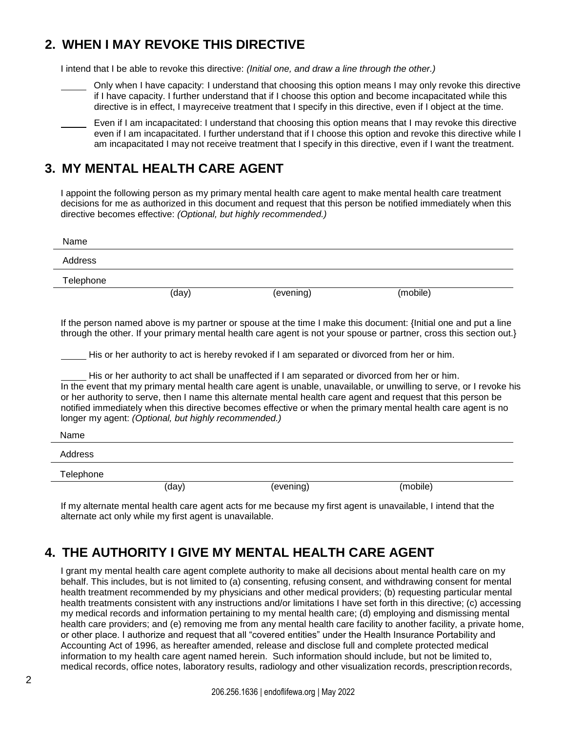## 2. WHEN I MAY REVOKE THIS DIRECTIVE

I intend that I be able to revoke this directive: *(Initial one, and draw a line through the other.)*

_____ Only when I have capacity: I understand that choosing this option means I may only revoke this directive if I have capacity. I further understand that if I choose this option and become incapacitated while this directive is in effect, I mayreceive treatment that I specify in this directive, even if I object at the time.

_____ Even if I am incapacitated: I understand that choosing this option means that I may revoke this directive even if I am incapacitated. I further understand that if I choose this option and revoke this directive while I am incapacitated I may not receive treatment that I specify in this directive, even if I want the treatment.

## 3. MY MENTAL HEALTH CARE AGENT

I appoint the following person as my primary mental health care agent to make mental health care treatment decisions for me as authorized in this document and request that this person be notified immediately when this directive becomes effective: *(Optional, but highly recommended.)*

Name ____________________________________________

Address ____________________________________________

Telephone ____________________________________________

(day) (evening) (mobile)

If the person named above is my partner or spouse at the time I make this document: {Initial one and put a line through the other. If your primary mental health care agent is not your spouse or partner, cross this section out.}

_____ His or her authority to act is hereby revoked if I am separated or divorced from her or him.

_____ His or her authority to act shall be unaffected if I am separated or divorced from her or him.

In the event that my primary mental health care agent is unable, unavailable, or unwilling to serve, or I revoke his or her authority to serve, then I name this alternate mental health care agent and request that this person be notified immediately when this directive becomes effective or when the primary mental health care agent is no longer my agent: *(Optional, but highly recommended.)*

Name ____________________________________________

Address ____________________________________________

Telephone ____________________________________________

(day) (evening) (mobile)

If my alternate mental health care agent acts for me because my first agent is unavailable, I intend that the alternate act only while my first agent is unavailable.

## 4. THE AUTHORITY I GIVE MY MENTAL HEALTH CARE AGENT

I grant my mental health care agent complete authority to make all decisions about mental health care on my behalf. This includes, but is not limited to (a) consenting, refusing consent, and withdrawing consent for mental health treatment recommended by my physicians and other medical providers; (b) requesting particular mental health treatments consistent with any instructions and/or limitations I have set forth in this directive; (c) accessing my medical records and information pertaining to my mental health care; (d) employing and dismissing mental health care providers; and (e) removing me from any mental health care facility to another facility, a private home, or other place. I authorize and request that all "covered entities" under the Health Insurance Portability and Accounting Act of 1996, as hereafter amended, release and disclose full and complete protected medical information to my health care agent named herein. Such information should include, but not be limited to, medical records, office notes, laboratory results, radiology and other visualization records, prescription records,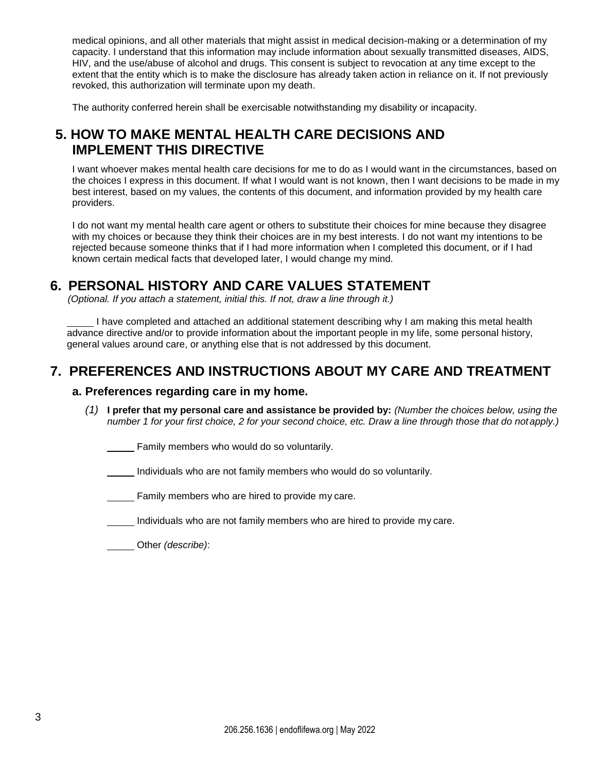medical opinions, and all other materials that might assist in medical decision-making or a determination of my capacity. I understand that this information may include information about sexually transmitted diseases, AIDS, HIV, and the use/abuse of alcohol and drugs. This consent is subject to revocation at any time except to the extent that the entity which is to make the disclosure has already taken action in reliance on it. If not previously revoked, this authorization will terminate upon my death.

The authority conferred herein shall be exercisable notwithstanding my disability or incapacity.

## 5. HOW TO MAKE MENTAL HEALTH CARE DECISIONS AND IMPLEMENT THIS DIRECTIVE

I want whoever makes mental health care decisions for me to do as I would want in the circumstances, based on the choices I express in this document. If what I would want is not known, then I want decisions to be made in my best interest, based on my values, the contents of this document, and information provided by my health care providers.

I do not want my mental health care agent or others to substitute their choices for mine because they disagree with my choices or because they think their choices are in my best interests. I do not want my intentions to be rejected because someone thinks that if I had more information when I completed this document, or if I had known certain medical facts that developed later, I would change my mind.

## 6. PERSONAL HISTORY AND CARE VALUES STATEMENT

*(Optional. If you attach a statement, initial this. If not, draw a line through it.)*

_____ I have completed and attached an additional statement describing why I am making this metal health advance directive and/or to provide information about the important people in my life, some personal history, general values around care, or anything else that is not addressed by this document.

## 7. PREFERENCES AND INSTRUCTIONS ABOUT MY CARE AND TREATMENT

### a. Preferences regarding care in my home.

*(1)* **I prefer that my personal care and assistance be provided by:** *(Number the choices below, using the number 1 for your first choice, 2 for your second choice, etc. Draw a line through those that do not apply.)*

_____ Family members who would do so voluntarily.

_____ Individuals who are not family members who would do so voluntarily.

_____ Family members who are hired to provide my care.

_____ Individuals who are not family members who are hired to provide my care.

_____ Other *(describe)*: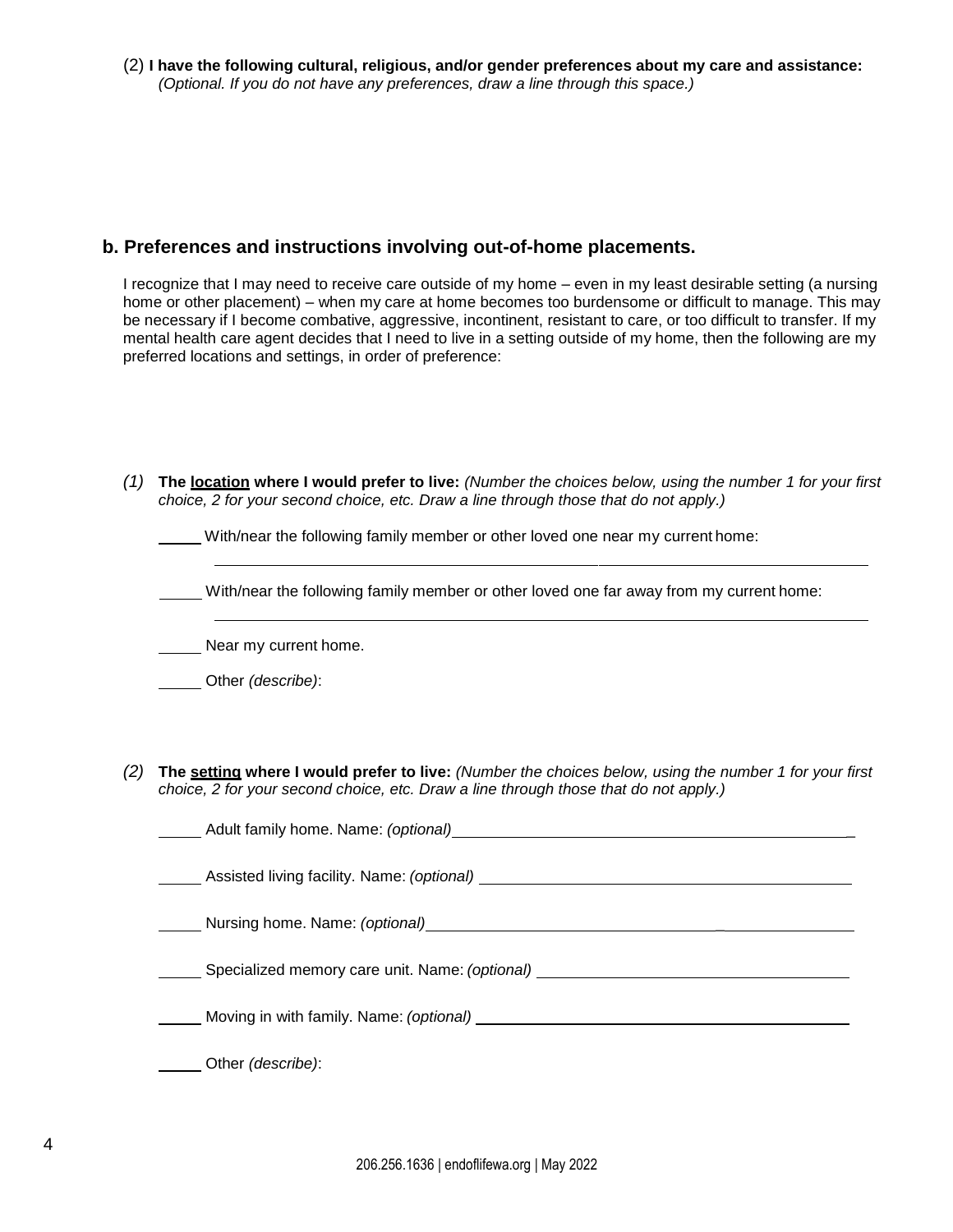(2) **I have the following cultural, religious, and/or gender preferences about my care and assistance:**
*(Optional. If you do not have any preferences, draw a line through this space.)*

## b. Preferences and instructions involving out-of-home placements.

I recognize that I may need to receive care outside of my home – even in my least desirable setting (a nursing home or other placement) – when my care at home becomes too burdensome or difficult to manage. This may be necessary if I become combative, aggressive, incontinent, resistant to care, or too difficult to transfer. If my mental health care agent decides that I need to live in a setting outside of my home, then the following are my preferred locations and settings, in order of preference:

*(1)* **The <u>location</u> where I would prefer to live:** *(Number the choices below, using the number 1 for your first choice, 2 for your second choice, etc. Draw a line through those that do not apply.)*

_____ With/near the following family member or other loved one near my current home:

________________________________________________________________

_____ With/near the following family member or other loved one far away from my current home:

________________________________________________________________

_____ Near my current home.

_____ Other *(describe)*:

*(2)* **The <u>setting</u> where I would prefer to live:** *(Number the choices below, using the number 1 for your first choice, 2 for your second choice, etc. Draw a line through those that do not apply.)*

_____ Adult family home. Name: *(optional)* ________________________________________

_____ Assisted living facility. Name: *(optional)* ____________________________________

_____ Nursing home. Name: *(optional)* ____________________________________________

_____ Specialized memory care unit. Name: *(optional)* ______________________________

_____ Moving in with family. Name: *(optional)* ______________________________________

_____ Other *(describe)*: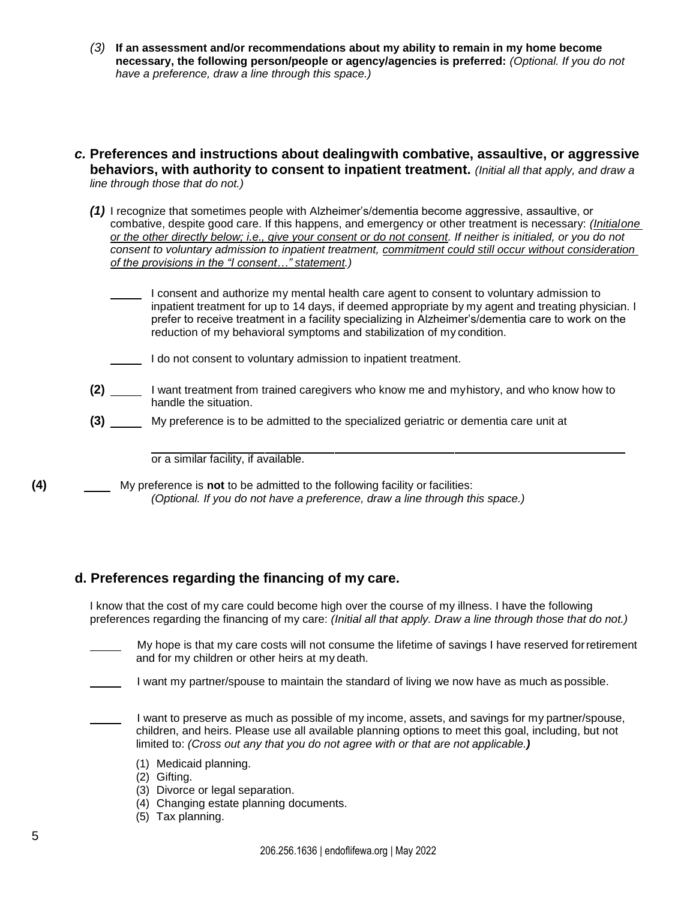*(3)* **If an assessment and/or recommendations about my ability to remain in my home become necessary, the following person/people or agency/agencies is preferred:** *(Optional. If you do not have a preference, draw a line through this space.)*

### *c.* Preferences and instructions about dealing with combative, assaultive, or aggressive behaviors, with authority to consent to inpatient treatment. *(Initial all that apply, and draw a line through those that do not.)*

***(1)*** I recognize that sometimes people with Alzheimer's/dementia become aggressive, assaultive, or combative, despite good care. If this happens, and emergency or other treatment is necessary: *(Initial one or the other directly below; i.e., give your consent or do not consent. If neither is initialed, or you do not consent to voluntary admission to inpatient treatment, commitment could still occur without consideration of the provisions in the "I consent…" statement.)*

_____ I consent and authorize my mental health care agent to consent to voluntary admission to inpatient treatment for up to 14 days, if deemed appropriate by my agent and treating physician. I prefer to receive treatment in a facility specializing in Alzheimer's/dementia care to work on the reduction of my behavioral symptoms and stabilization of my condition.

_____ I do not consent to voluntary admission to inpatient treatment.

**(2)** _____ I want treatment from trained caregivers who know me and my history, and who know how to handle the situation.

**(3)** _____ My preference is to be admitted to the specialized geriatric or dementia care unit at

__________________________________________________________
or a similar facility, if available.

**(4)** _____ My preference is **not** to be admitted to the following facility or facilities:
*(Optional. If you do not have a preference, draw a line through this space.)*

### d. Preferences regarding the financing of my care.

I know that the cost of my care could become high over the course of my illness. I have the following preferences regarding the financing of my care: *(Initial all that apply. Draw a line through those that do not.)*

_____ My hope is that my care costs will not consume the lifetime of savings I have reserved for retirement and for my children or other heirs at my death.

_____ I want my partner/spouse to maintain the standard of living we now have as much as possible.

_____ I want to preserve as much as possible of my income, assets, and savings for my partner/spouse, children, and heirs. Please use all available planning options to meet this goal, including, but not limited to: *(Cross out any that you do not agree with or that are not applicable.)*

(1) Medicaid planning.
(2) Gifting.
(3) Divorce or legal separation.
(4) Changing estate planning documents.
(5) Tax planning.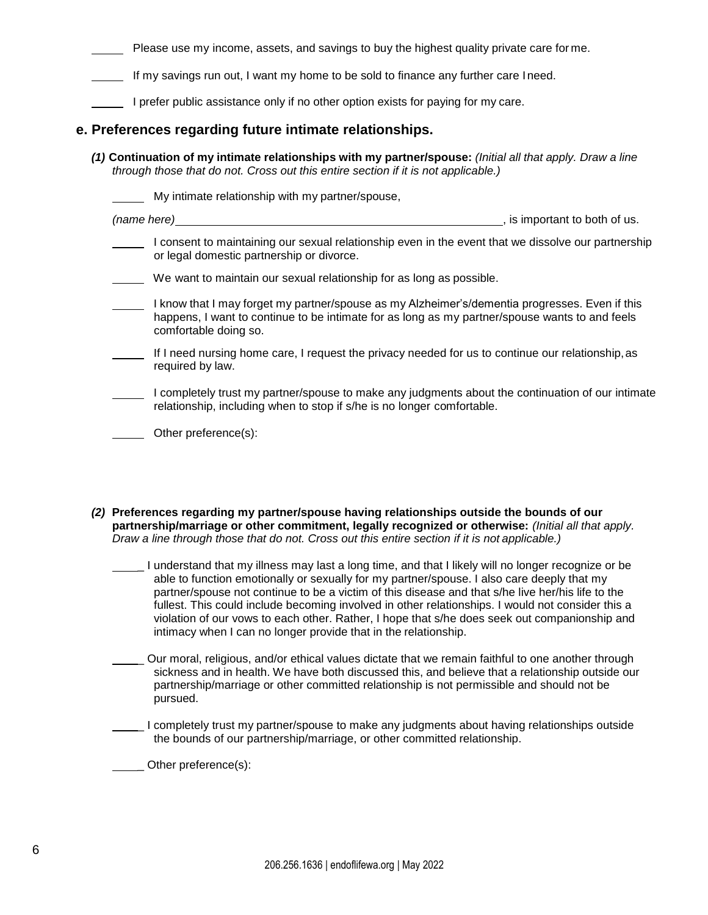_____ Please use my income, assets, and savings to buy the highest quality private care for me.

_____ If my savings run out, I want my home to be sold to finance any further care I need.

_____ I prefer public assistance only if no other option exists for paying for my care.

## e. Preferences regarding future intimate relationships.

***(1)*** **Continuation of my intimate relationships with my partner/spouse:** *(Initial all that apply. Draw a line through those that do not. Cross out this entire section if it is not applicable.)*

_____ My intimate relationship with my partner/spouse,

*(name here)* ____________________________________________________, is important to both of us.

_____ I consent to maintaining our sexual relationship even in the event that we dissolve our partnership or legal domestic partnership or divorce.

_____ We want to maintain our sexual relationship for as long as possible.

_____ I know that I may forget my partner/spouse as my Alzheimer's/dementia progresses. Even if this happens, I want to continue to be intimate for as long as my partner/spouse wants to and feels comfortable doing so.

_____ If I need nursing home care, I request the privacy needed for us to continue our relationship, as required by law.

_____ I completely trust my partner/spouse to make any judgments about the continuation of our intimate relationship, including when to stop if s/he is no longer comfortable.

_____ Other preference(s):

***(2)*** **Preferences regarding my partner/spouse having relationships outside the bounds of our partnership/marriage or other commitment, legally recognized or otherwise:** *(Initial all that apply. Draw a line through those that do not. Cross out this entire section if it is not applicable.)*

_____ I understand that my illness may last a long time, and that I likely will no longer recognize or be able to function emotionally or sexually for my partner/spouse. I also care deeply that my partner/spouse not continue to be a victim of this disease and that s/he live her/his life to the fullest. This could include becoming involved in other relationships. I would not consider this a violation of our vows to each other. Rather, I hope that s/he does seek out companionship and intimacy when I can no longer provide that in the relationship.

_____ Our moral, religious, and/or ethical values dictate that we remain faithful to one another through sickness and in health. We have both discussed this, and believe that a relationship outside our partnership/marriage or other committed relationship is not permissible and should not be pursued.

_____ I completely trust my partner/spouse to make any judgments about having relationships outside the bounds of our partnership/marriage, or other committed relationship.

_____ Other preference(s):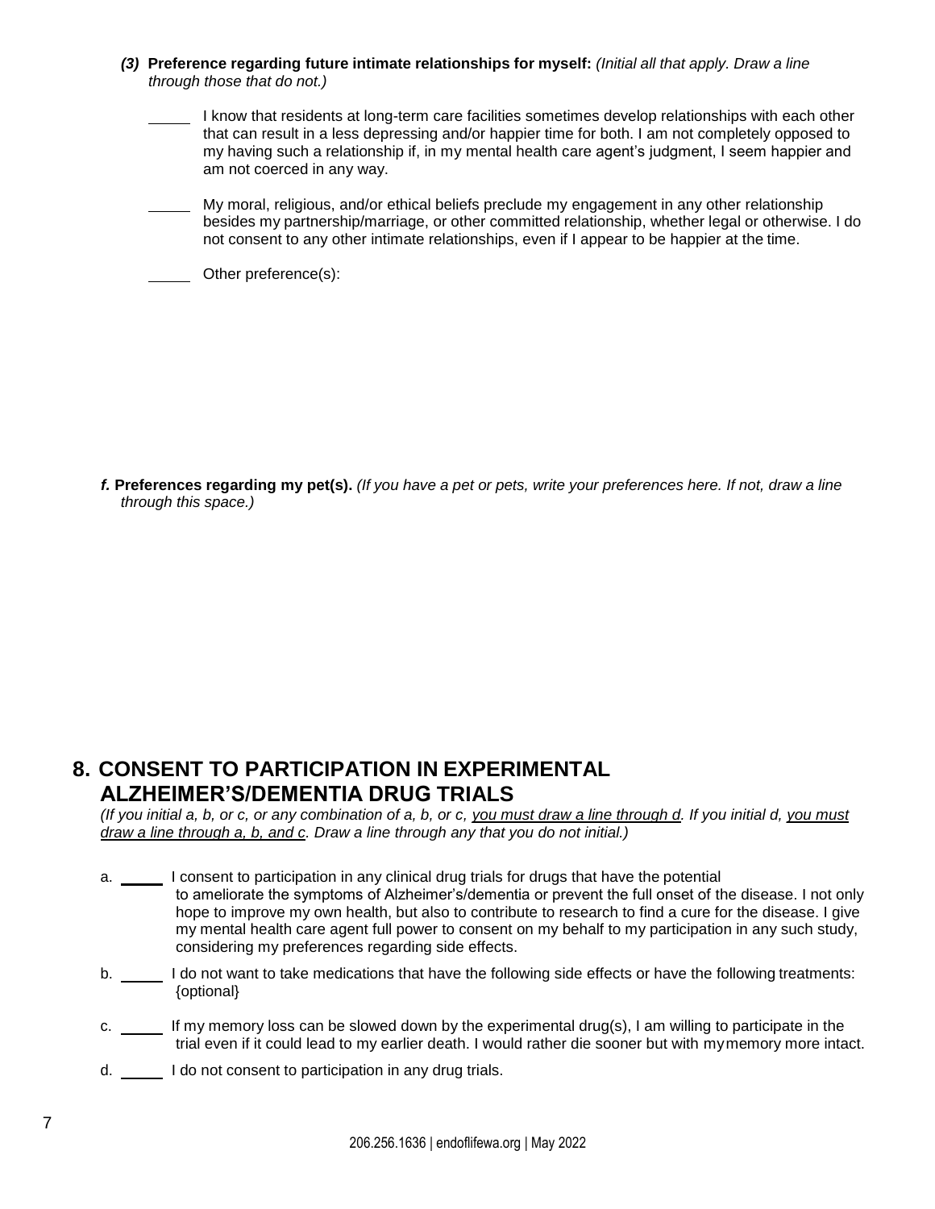***(3)*** **Preference regarding future intimate relationships for myself:** *(Initial all that apply. Draw a line through those that do not.)*

_____ I know that residents at long-term care facilities sometimes develop relationships with each other that can result in a less depressing and/or happier time for both. I am not completely opposed to my having such a relationship if, in my mental health care agent's judgment, I seem happier and am not coerced in any way.

_____ My moral, religious, and/or ethical beliefs preclude my engagement in any other relationship besides my partnership/marriage, or other committed relationship, whether legal or otherwise. I do not consent to any other intimate relationships, even if I appear to be happier at the time.

_____ Other preference(s):

***f.*** **Preferences regarding my pet(s).** *(If you have a pet or pets, write your preferences here. If not, draw a line through this space.)*

## 8. CONSENT TO PARTICIPATION IN EXPERIMENTAL ALZHEIMER'S/DEMENTIA DRUG TRIALS

*(If you initial a, b, or c, or any combination of a, b, or c, you must draw a line through d. If you initial d, you must draw a line through a, b, and c. Draw a line through any that you do not initial.)*

a. _____ I consent to participation in any clinical drug trials for drugs that have the potential to ameliorate the symptoms of Alzheimer's/dementia or prevent the full onset of the disease. I not only hope to improve my own health, but also to contribute to research to find a cure for the disease. I give my mental health care agent full power to consent on my behalf to my participation in any such study, considering my preferences regarding side effects.

b. _____ I do not want to take medications that have the following side effects or have the following treatments: {optional}

c. _____ If my memory loss can be slowed down by the experimental drug(s), I am willing to participate in the trial even if it could lead to my earlier death. I would rather die sooner but with my memory more intact.

d. _____ I do not consent to participation in any drug trials.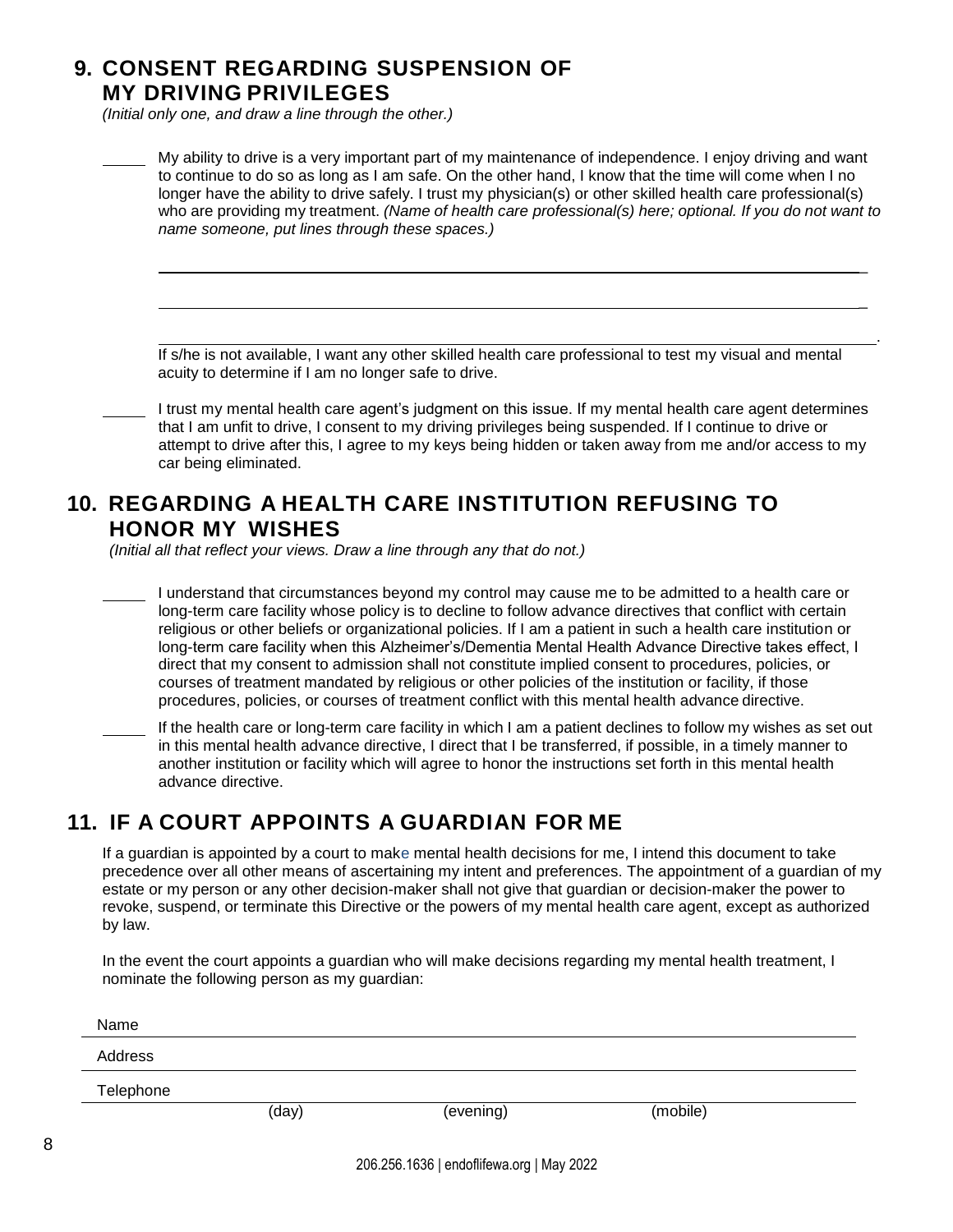## 9. CONSENT REGARDING SUSPENSION OF MY DRIVING PRIVILEGES

*(Initial only one, and draw a line through the other.)*

_____ My ability to drive is a very important part of my maintenance of independence. I enjoy driving and want to continue to do so as long as I am safe. On the other hand, I know that the time will come when I no longer have the ability to drive safely. I trust my physician(s) or other skilled health care professional(s) who are providing my treatment. *(Name of health care professional(s) here; optional. If you do not want to name someone, put lines through these spaces.)*

_______________________________________________________________________________

_______________________________________________________________________________

_______________________________________________________________________________.

If s/he is not available, I want any other skilled health care professional to test my visual and mental acuity to determine if I am no longer safe to drive.

_____ I trust my mental health care agent's judgment on this issue. If my mental health care agent determines that I am unfit to drive, I consent to my driving privileges being suspended. If I continue to drive or attempt to drive after this, I agree to my keys being hidden or taken away from me and/or access to my car being eliminated.

## 10. REGARDING A HEALTH CARE INSTITUTION REFUSING TO HONOR MY WISHES

*(Initial all that reflect your views. Draw a line through any that do not.)*

_____ I understand that circumstances beyond my control may cause me to be admitted to a health care or long-term care facility whose policy is to decline to follow advance directives that conflict with certain religious or other beliefs or organizational policies. If I am a patient in such a health care institution or long-term care facility when this Alzheimer's/Dementia Mental Health Advance Directive takes effect, I direct that my consent to admission shall not constitute implied consent to procedures, policies, or courses of treatment mandated by religious or other policies of the institution or facility, if those procedures, policies, or courses of treatment conflict with this mental health advance directive.

_____ If the health care or long-term care facility in which I am a patient declines to follow my wishes as set out in this mental health advance directive, I direct that I be transferred, if possible, in a timely manner to another institution or facility which will agree to honor the instructions set forth in this mental health advance directive.

## 11. IF A COURT APPOINTS A GUARDIAN FOR ME

If a guardian is appointed by a court to make mental health decisions for me, I intend this document to take precedence over all other means of ascertaining my intent and preferences. The appointment of a guardian of my estate or my person or any other decision-maker shall not give that guardian or decision-maker the power to revoke, suspend, or terminate this Directive or the powers of my mental health care agent, except as authorized by law.

In the event the court appoints a guardian who will make decisions regarding my mental health treatment, I nominate the following person as my guardian:

Name _______________________________________________________________________

Address _____________________________________________________________________

Telephone ___________________________________________________________________
(day) (evening) (mobile)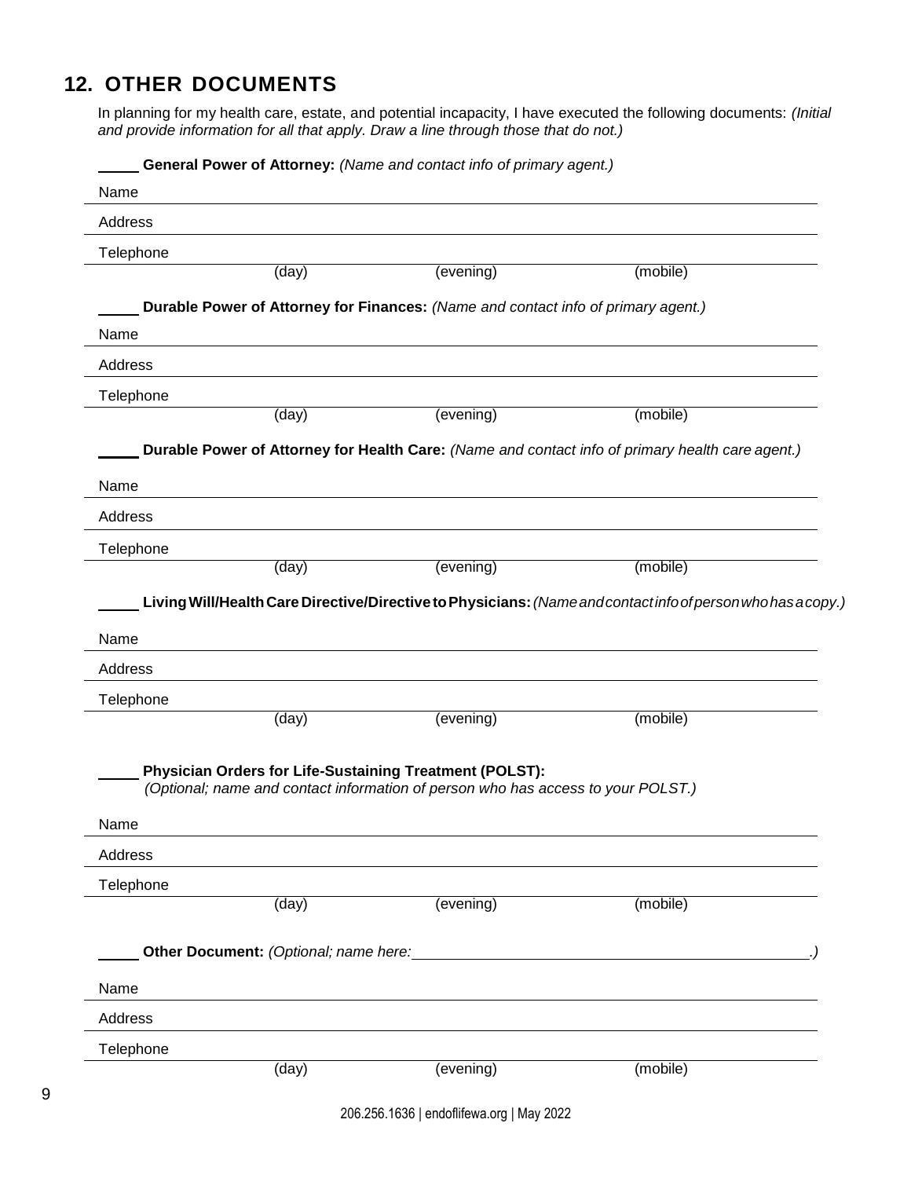## 12. OTHER DOCUMENTS

In planning for my health care, estate, and potential incapacity, I have executed the following documents: *(Initial and provide information for all that apply. Draw a line through those that do not.)*

_____ **General Power of Attorney:** *(Name and contact info of primary agent.)*

Name

Address

Telephone

(day) (evening) (mobile)

_____ **Durable Power of Attorney for Finances:** *(Name and contact info of primary agent.)*

Name

Address

Telephone

(day) (evening) (mobile)

_____ **Durable Power of Attorney for Health Care:** *(Name and contact info of primary health care agent.)*

Name

Address

Telephone

(day) (evening) (mobile)

_____ **Living Will/Health Care Directive/Directive to Physicians:** *(Name and contact info of person who has a copy.)*

Name

Address

Telephone

(day) (evening) (mobile)

_____ **Physician Orders for Life-Sustaining Treatment (POLST):**
*(Optional; name and contact information of person who has access to your POLST.)*

Name

Address

Telephone

(day) (evening) (mobile)

_____ **Other Document:** *(Optional; name here: _______________________________________.)*

Name

Address

Telephone

(day) (evening) (mobile)

206.256.1636 | endoflifewa.org | May 2022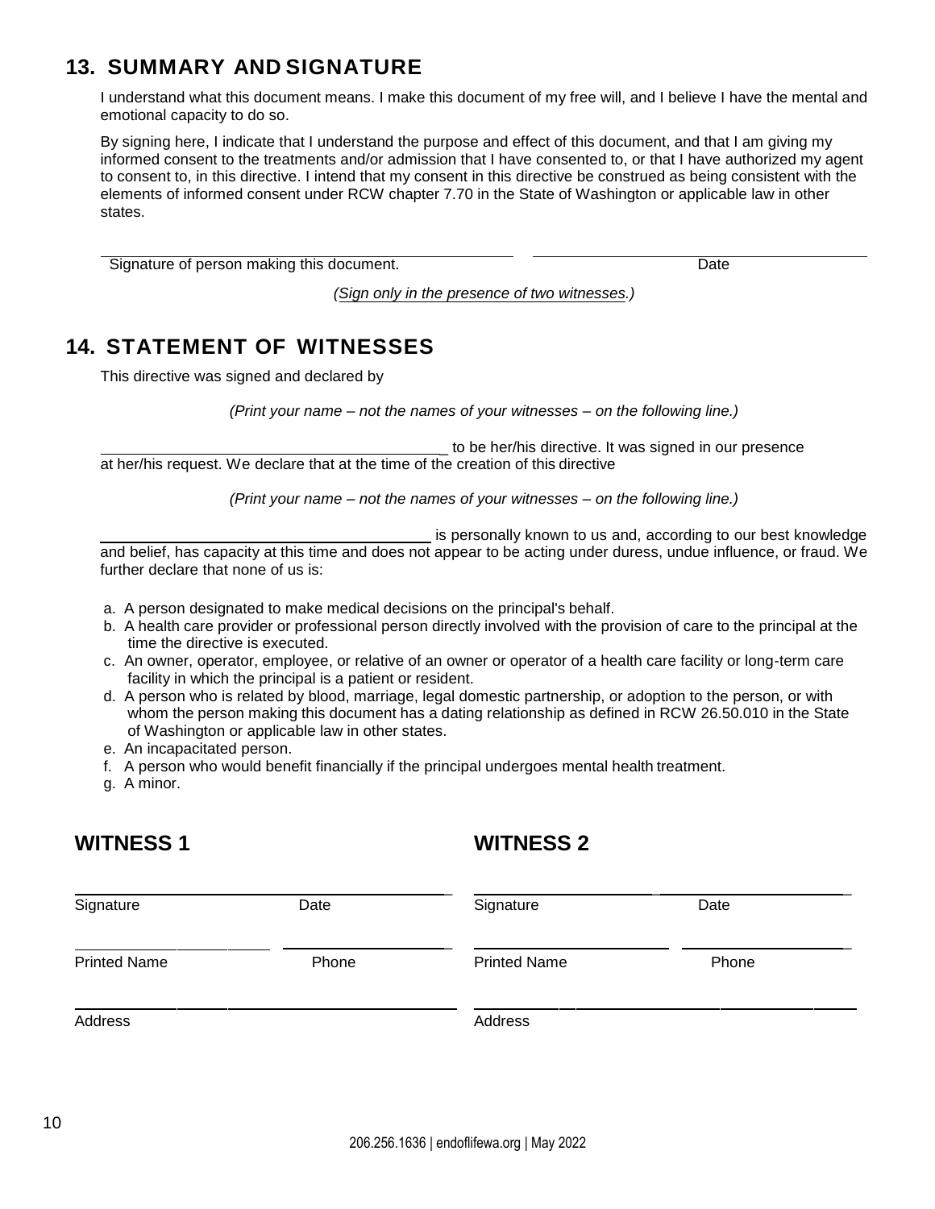## 13. SUMMARY AND SIGNATURE

I understand what this document means. I make this document of my free will, and I believe I have the mental and emotional capacity to do so.

By signing here, I indicate that I understand the purpose and effect of this document, and that I am giving my informed consent to the treatments and/or admission that I have consented to, or that I have authorized my agent to consent to, in this directive. I intend that my consent in this directive be construed as being consistent with the elements of informed consent under RCW chapter 7.70 in the State of Washington or applicable law in other states.

| ________________________________________ | ________________________________________ |
|---|---|
| Signature of person making this document. | Date |

*(Sign only in the presence of two witnesses.)*

## 14. STATEMENT OF WITNESSES

This directive was signed and declared by

*(Print your name – not the names of your witnesses – on the following line.)*

__________________________________________ to be her/his directive. It was signed in our presence at her/his request. We declare that at the time of the creation of this directive

*(Print your name – not the names of your witnesses – on the following line.)*

________________________________________ is personally known to us and, according to our best knowledge and belief, has capacity at this time and does not appear to be acting under duress, undue influence, or fraud. We further declare that none of us is:

a. A person designated to make medical decisions on the principal's behalf.
b. A health care provider or professional person directly involved with the provision of care to the principal at the time the directive is executed.
c. An owner, operator, employee, or relative of an owner or operator of a health care facility or long-term care facility in which the principal is a patient or resident.
d. A person who is related by blood, marriage, legal domestic partnership, or adoption to the person, or with whom the person making this document has a dating relationship as defined in RCW 26.50.010 in the State of Washington or applicable law in other states.
e. An incapacitated person.
f. A person who would benefit financially if the principal undergoes mental health treatment.
g. A minor.

### WITNESS 1

| ____________________ | ____________________ |
|---|---|
| Signature | Date |
| ____________________ | ____________________ |
| Printed Name | Phone |

________________________________________
Address

### WITNESS 2

| ____________________ | ____________________ |
|---|---|
| Signature | Date |
| ____________________ | ____________________ |
| Printed Name | Phone |

________________________________________
Address

206.256.1636 | endoflifewa.org | May 2022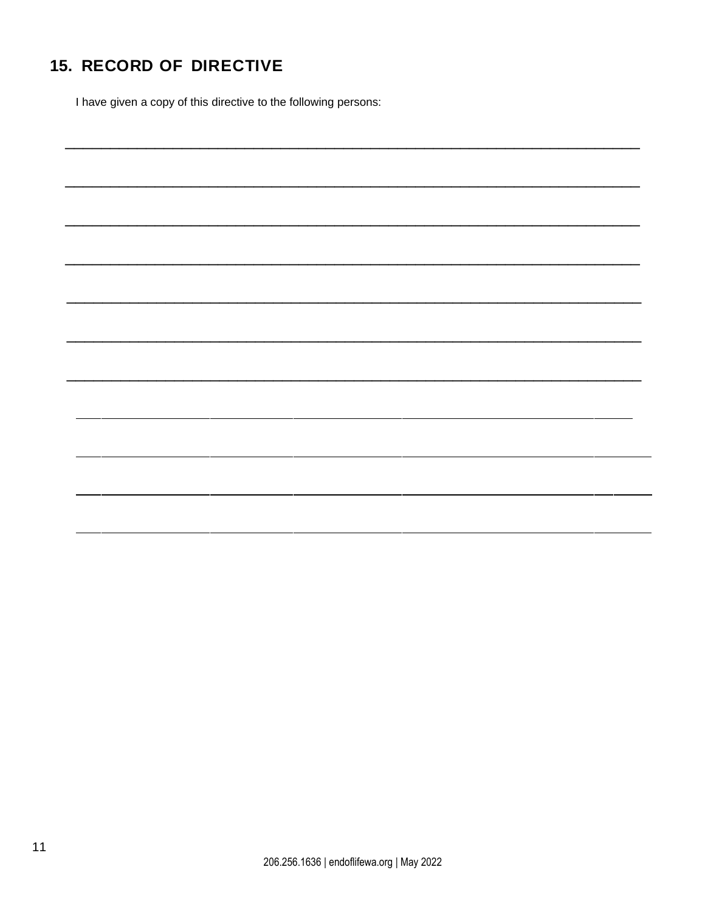## 15. RECORD OF DIRECTIVE

I have given a copy of this directive to the following persons:

\_\_\_\_\_\_\_\_\_\_\_\_\_\_\_\_\_\_\_\_\_\_\_\_\_\_\_\_\_\_\_\_\_\_\_\_\_\_\_\_\_\_\_\_\_\_\_\_\_\_\_\_\_\_\_\_\_\_\_\_\_\_\_\_\_\_\_\_\_\_

\_\_\_\_\_\_\_\_\_\_\_\_\_\_\_\_\_\_\_\_\_\_\_\_\_\_\_\_\_\_\_\_\_\_\_\_\_\_\_\_\_\_\_\_\_\_\_\_\_\_\_\_\_\_\_\_\_\_\_\_\_\_\_\_\_\_\_\_\_\_

\_\_\_\_\_\_\_\_\_\_\_\_\_\_\_\_\_\_\_\_\_\_\_\_\_\_\_\_\_\_\_\_\_\_\_\_\_\_\_\_\_\_\_\_\_\_\_\_\_\_\_\_\_\_\_\_\_\_\_\_\_\_\_\_\_\_\_\_\_\_

\_\_\_\_\_\_\_\_\_\_\_\_\_\_\_\_\_\_\_\_\_\_\_\_\_\_\_\_\_\_\_\_\_\_\_\_\_\_\_\_\_\_\_\_\_\_\_\_\_\_\_\_\_\_\_\_\_\_\_\_\_\_\_\_\_\_\_\_\_\_

\_\_\_\_\_\_\_\_\_\_\_\_\_\_\_\_\_\_\_\_\_\_\_\_\_\_\_\_\_\_\_\_\_\_\_\_\_\_\_\_\_\_\_\_\_\_\_\_\_\_\_\_\_\_\_\_\_\_\_\_\_\_\_\_\_\_\_\_\_\_

\_\_\_\_\_\_\_\_\_\_\_\_\_\_\_\_\_\_\_\_\_\_\_\_\_\_\_\_\_\_\_\_\_\_\_\_\_\_\_\_\_\_\_\_\_\_\_\_\_\_\_\_\_\_\_\_\_\_\_\_\_\_\_\_\_\_\_\_\_\_

\_\_\_\_\_\_\_\_\_\_\_\_\_\_\_\_\_\_\_\_\_\_\_\_\_\_\_\_\_\_\_\_\_\_\_\_\_\_\_\_\_\_\_\_\_\_\_\_\_\_\_\_\_\_\_\_\_\_\_\_\_\_\_\_\_\_\_\_\_\_

\_\_\_\_\_\_\_\_\_\_\_\_\_\_\_\_\_\_\_\_\_\_\_\_\_\_\_\_\_\_\_\_\_\_\_\_\_\_\_\_\_\_\_\_\_\_\_\_\_\_\_\_\_\_\_\_\_\_\_\_\_\_\_\_\_\_\_\_\_\_

\_\_\_\_\_\_\_\_\_\_\_\_\_\_\_\_\_\_\_\_\_\_\_\_\_\_\_\_\_\_\_\_\_\_\_\_\_\_\_\_\_\_\_\_\_\_\_\_\_\_\_\_\_\_\_\_\_\_\_\_\_\_\_\_\_\_\_\_\_\_

\_\_\_\_\_\_\_\_\_\_\_\_\_\_\_\_\_\_\_\_\_\_\_\_\_\_\_\_\_\_\_\_\_\_\_\_\_\_\_\_\_\_\_\_\_\_\_\_\_\_\_\_\_\_\_\_\_\_\_\_\_\_\_\_\_\_\_\_\_\_

\_\_\_\_\_\_\_\_\_\_\_\_\_\_\_\_\_\_\_\_\_\_\_\_\_\_\_\_\_\_\_\_\_\_\_\_\_\_\_\_\_\_\_\_\_\_\_\_\_\_\_\_\_\_\_\_\_\_\_\_\_\_\_\_\_\_\_\_\_\_

206.256.1636 | endoflifewa.org | May 2022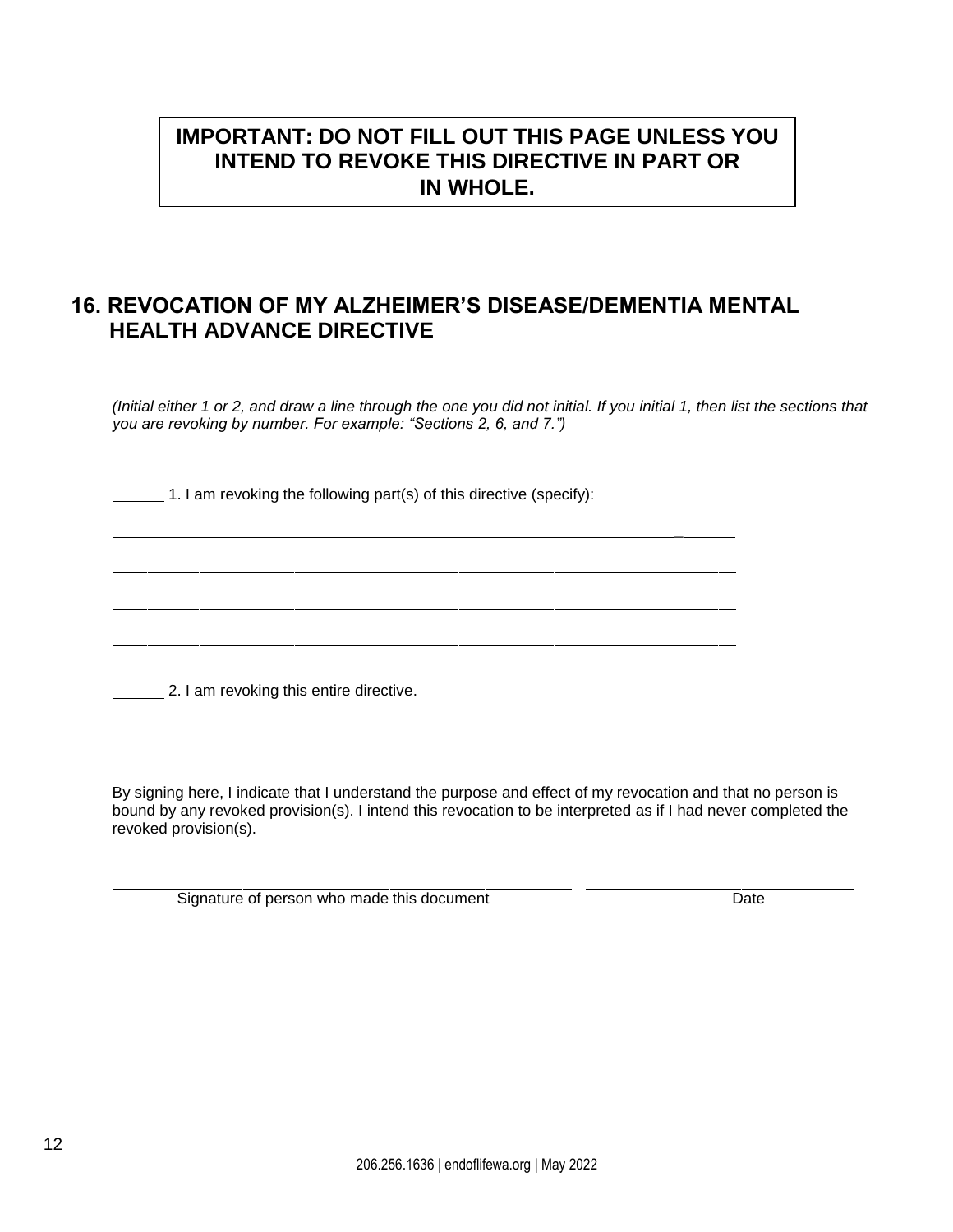**IMPORTANT: DO NOT FILL OUT THIS PAGE UNLESS YOU INTEND TO REVOKE THIS DIRECTIVE IN PART OR IN WHOLE.**

## 16. REVOCATION OF MY ALZHEIMER'S DISEASE/DEMENTIA MENTAL HEALTH ADVANCE DIRECTIVE

*(Initial either 1 or 2, and draw a line through the one you did not initial. If you initial 1, then list the sections that you are revoking by number. For example: "Sections 2, 6, and 7.")*

______ 1. I am revoking the following part(s) of this directive (specify):

_______________________________________________________________

_______________________________________________________________

_______________________________________________________________

_______________________________________________________________

______ 2. I am revoking this entire directive.

By signing here, I indicate that I understand the purpose and effect of my revocation and that no person is bound by any revoked provision(s). I intend this revocation to be interpreted as if I had never completed the revoked provision(s).

_______________________________________ _______________________

Signature of person who made this document Date

206.256.1636 | endoflifewa.org | May 2022